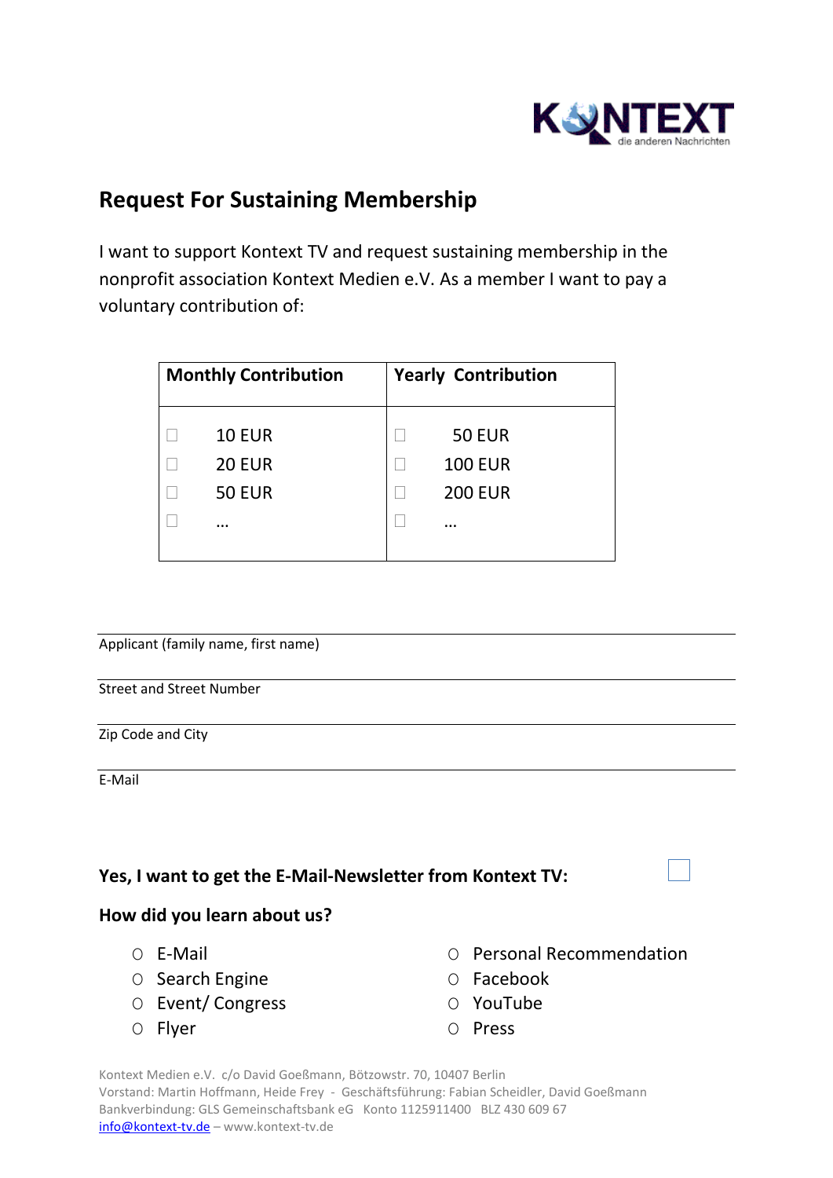KONTEXT
die anderen Nachrichten

## Request For Sustaining Membership

I want to support Kontext TV and request sustaining membership in the nonprofit association Kontext Medien e.V. As a member I want to pay a voluntary contribution of:

| Monthly Contribution | Yearly Contribution |
|---|---|
| ☐ 10 EUR | ☐ 50 EUR |
| ☐ 20 EUR | ☐ 100 EUR |
| ☐ 50 EUR | ☐ 200 EUR |
| ☐ … | ☐ … |

Applicant (family name, first name)

Street and Street Number

Zip Code and City

E-Mail

**Yes, I want to get the E-Mail-Newsletter from Kontext TV:** ☐

**How did you learn about us?**

- ○ E-Mail
- ○ Search Engine
- ○ Event/ Congress
- ○ Flyer
- ○ Personal Recommendation
- ○ Facebook
- ○ YouTube
- ○ Press

Kontext Medien e.V. c/o David Goeßmann, Bötzowstr. 70, 10407 Berlin
Vorstand: Martin Hoffmann, Heide Frey - Geschäftsführung: Fabian Scheidler, David Goeßmann
Bankverbindung: GLS Gemeinschaftsbank eG Konto 1125911400 BLZ 430 609 67
info@kontext-tv.de – www.kontext-tv.de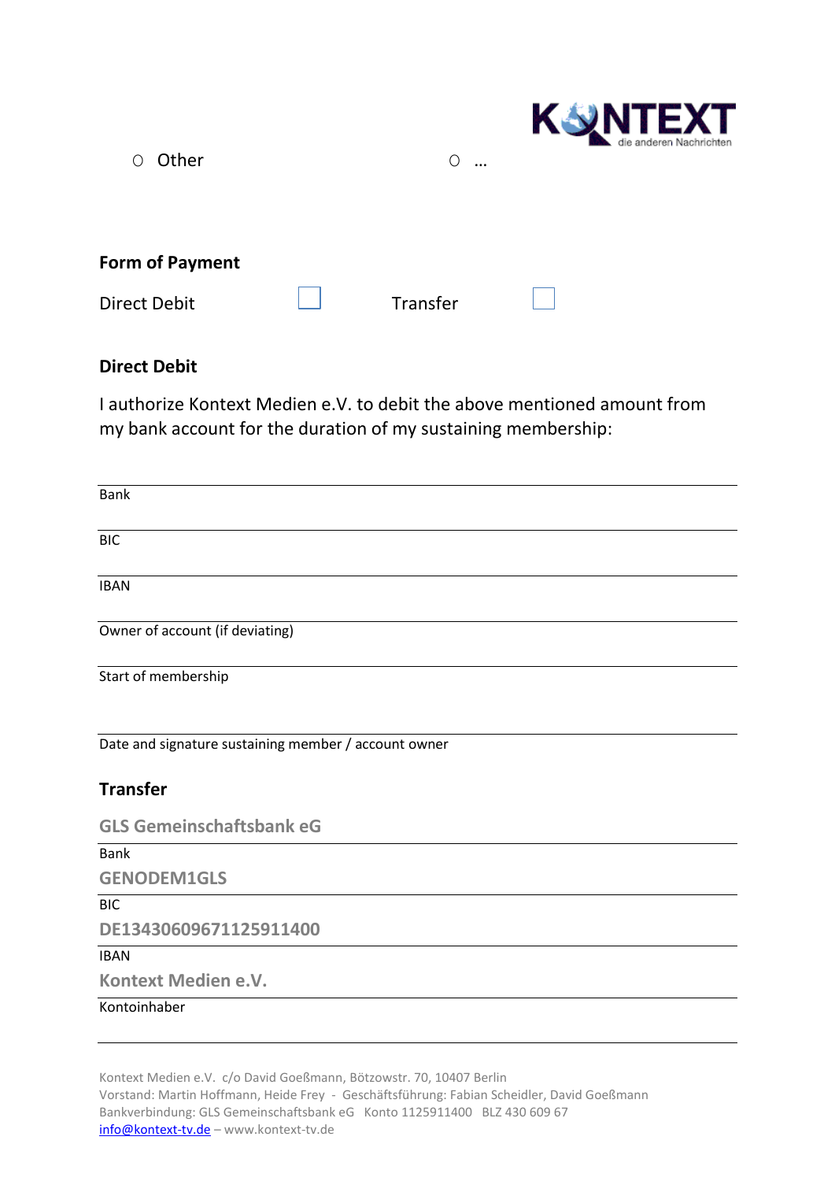○ Other ○ …

**Form of Payment**

Direct Debit ☐ Transfer ☐

**Direct Debit**

I authorize Kontext Medien e.V. to debit the above mentioned amount from my bank account for the duration of my sustaining membership:

Bank

BIC

IBAN

Owner of account (if deviating)

Start of membership

Date and signature sustaining member / account owner

**Transfer**

**GLS Gemeinschaftsbank eG**

Bank

**GENODEM1GLS**

BIC

**DE13430609671125911400**

IBAN

**Kontext Medien e.V.**

Kontoinhaber

Kontext Medien e.V. c/o David Goeßmann, Bötzowstr. 70, 10407 Berlin
Vorstand: Martin Hoffmann, Heide Frey - Geschäftsführung: Fabian Scheidler, David Goeßmann
Bankverbindung: GLS Gemeinschaftsbank eG Konto 1125911400 BLZ 430 609 67
info@kontext-tv.de – www.kontext-tv.de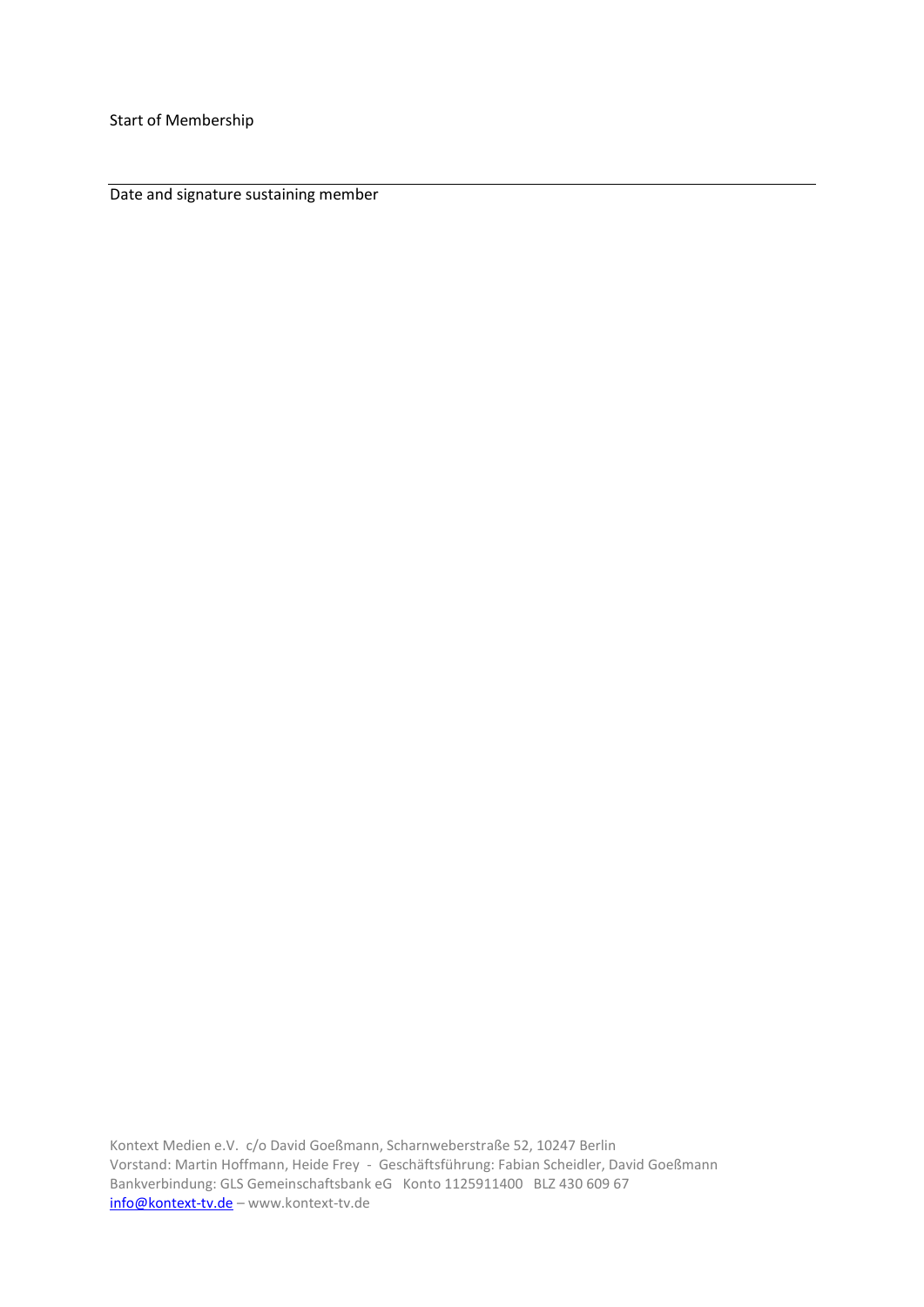Start of Membership

\_\_\_\_\_\_\_\_\_\_\_\_\_\_\_\_\_\_\_\_\_\_\_\_\_\_\_\_\_\_\_\_\_\_\_\_\_\_\_\_\_\_\_\_\_\_\_\_\_\_\_\_\_\_\_\_\_\_\_\_\_\_\_\_\_\_\_\_\_\_\_\_\_\_\_\_

Date and signature sustaining member

Kontext Medien e.V. c/o David Goeßmann, Scharnweberstraße 52, 10247 Berlin
Vorstand: Martin Hoffmann, Heide Frey - Geschäftsführung: Fabian Scheidler, David Goeßmann
Bankverbindung: GLS Gemeinschaftsbank eG Konto 1125911400 BLZ 430 609 67
info@kontext-tv.de – www.kontext-tv.de